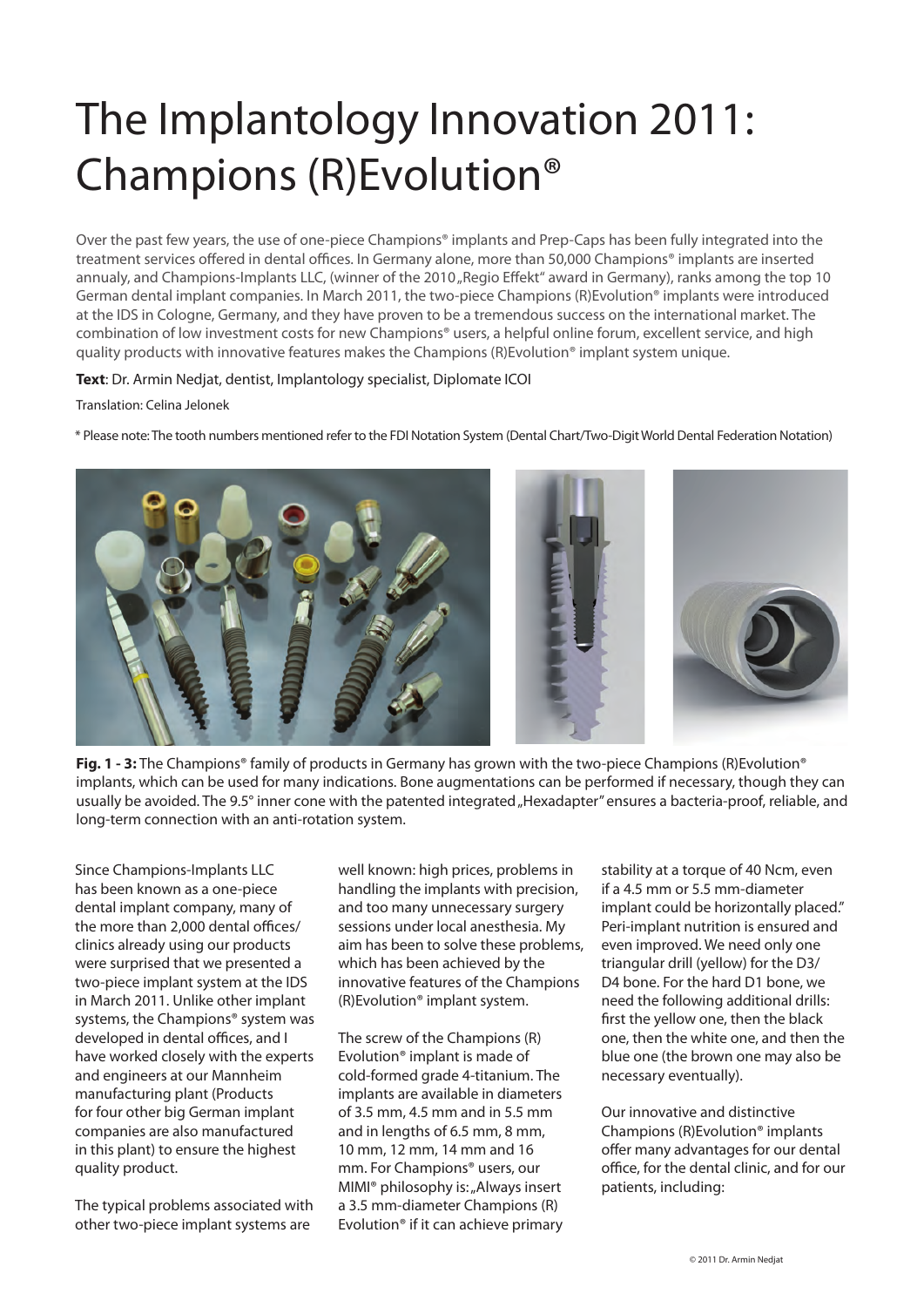# The Implantology Innovation 2011: Champions (R)Evolution®

Over the past few years, the use of one-piece Champions® implants and Prep-Caps has been fully integrated into the treatment services offered in dental offices. In Germany alone, more than 50,000 Champions® implants are inserted annualy, and Champions-Implants LLC, (winner of the 2010 „Regio Effekt" award in Germany), ranks among the top 10 German dental implant companies. In March 2011, the two-piece Champions (R)Evolution® implants were introduced at the IDS in Cologne, Germany, and they have proven to be a tremendous success on the international market. The combination of low investment costs for new Champions® users, a helpful online forum, excellent service, and high quality products with innovative features makes the Champions (R)Evolution® implant system unique.

**Text**: Dr. Armin Nedjat, dentist, Implantology specialist, Diplomate ICOI

Translation: Celina Jelonek

* Please note: The tooth numbers mentioned refer to the FDI Notation System (Dental Chart/Two-Digit World Dental Federation Notation)

**Fig. 1 - 3:** The Champions® family of products in Germany has grown with the two-piece Champions (R)Evolution® implants, which can be used for many indications. Bone augmentations can be performed if necessary, though they can usually be avoided. The 9.5° inner cone with the patented integrated „Hexadapter" ensures a bacteria-proof, reliable, and long-term connection with an anti-rotation system.

Since Champions-Implants LLC has been known as a one-piece dental implant company, many of the more than 2,000 dental offices/clinics already using our products were surprised that we presented a two-piece implant system at the IDS in March 2011. Unlike other implant systems, the Champions® system was developed in dental offices, and I have worked closely with the experts and engineers at our Mannheim manufacturing plant (Products for four other big German implant companies are also manufactured in this plant) to ensure the highest quality product.

The typical problems associated with other two-piece implant systems are well known: high prices, problems in handling the implants with precision, and too many unnecessary surgery sessions under local anesthesia. My aim has been to solve these problems, which has been achieved by the innovative features of the Champions (R)Evolution® implant system.

The screw of the Champions (R) Evolution® implant is made of cold-formed grade 4-titanium. The implants are available in diameters of 3.5 mm, 4.5 mm and in 5.5 mm and in lengths of 6.5 mm, 8 mm, 10 mm, 12 mm, 14 mm and 16 mm. For Champions® users, our MIMI® philosophy is: „Always insert a 3.5 mm-diameter Champions (R) Evolution® if it can achieve primary stability at a torque of 40 Ncm, even if a 4.5 mm or 5.5 mm-diameter implant could be horizontally placed." Peri-implant nutrition is ensured and even improved. We need only one triangular drill (yellow) for the D3/D4 bone. For the hard D1 bone, we need the following additional drills: first the yellow one, then the black one, then the white one, and then the blue one (the brown one may also be necessary eventually).

Our innovative and distinctive Champions (R)Evolution® implants offer many advantages for our dental office, for the dental clinic, and for our patients, including: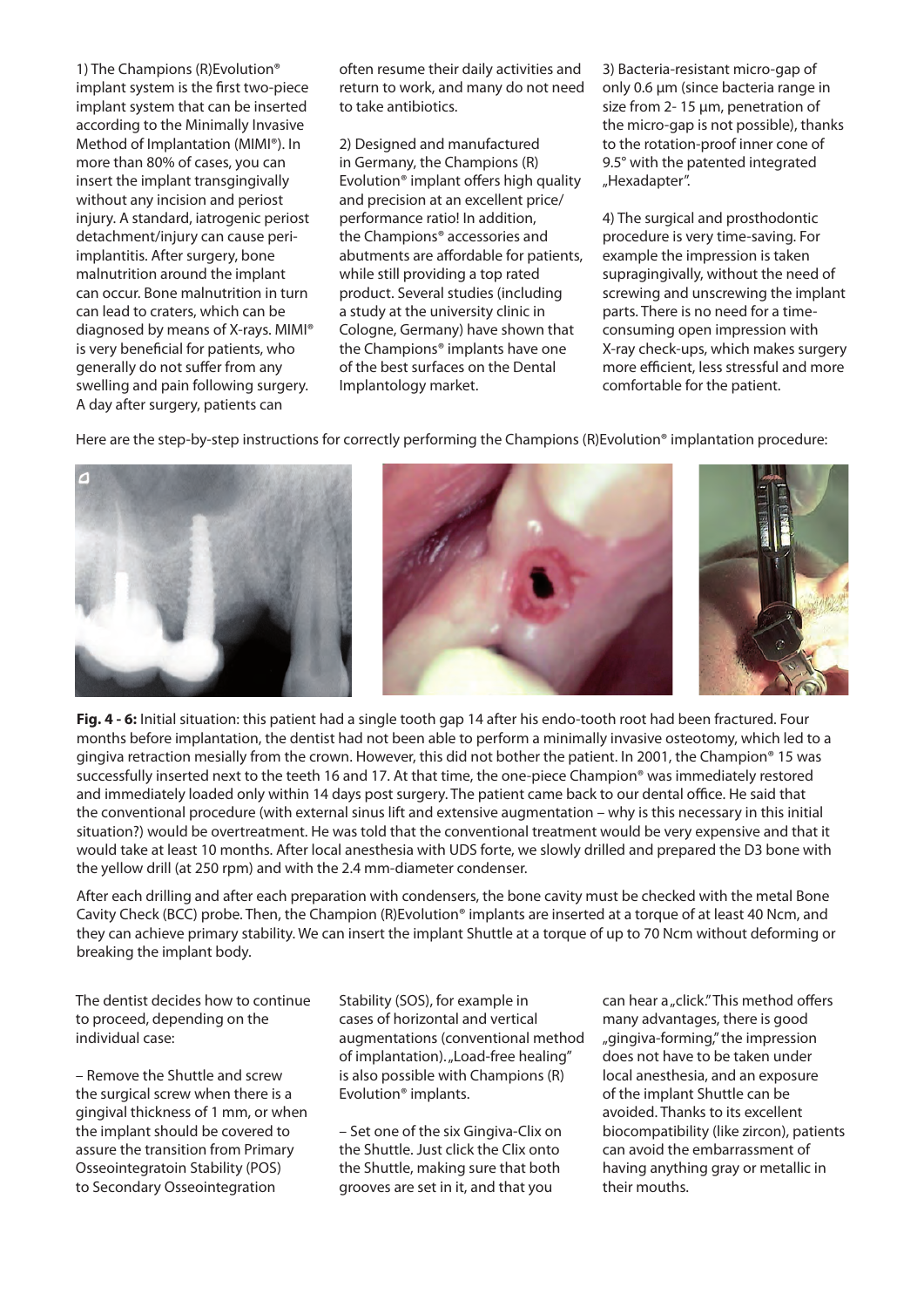1) The Champions (R)Evolution® implant system is the first two-piece implant system that can be inserted according to the Minimally Invasive Method of Implantation (MIMI®). In more than 80% of cases, you can insert the implant transgingivally without any incision and periost injury. A standard, iatrogenic periost detachment/injury can cause peri-implantitis. After surgery, bone malnutrition around the implant can occur. Bone malnutrition in turn can lead to craters, which can be diagnosed by means of X-rays. MIMI® is very beneficial for patients, who generally do not suffer from any swelling and pain following surgery. A day after surgery, patients can often resume their daily activities and return to work, and many do not need to take antibiotics.

2) Designed and manufactured in Germany, the Champions (R) Evolution® implant offers high quality and precision at an excellent price/performance ratio! In addition, the Champions® accessories and abutments are affordable for patients, while still providing a top rated product. Several studies (including a study at the university clinic in Cologne, Germany) have shown that the Champions® implants have one of the best surfaces on the Dental Implantology market.

3) Bacteria-resistant micro-gap of only 0.6 µm (since bacteria range in size from 2- 15 µm, penetration of the micro-gap is not possible), thanks to the rotation-proof inner cone of 9.5° with the patented integrated „Hexadapter".

4) The surgical and prosthodontic procedure is very time-saving. For example the impression is taken supragingivally, without the need of screwing and unscrewing the implant parts. There is no need for a time-consuming open impression with X-ray check-ups, which makes surgery more efficient, less stressful and more comfortable for the patient.

Here are the step-by-step instructions for correctly performing the Champions (R)Evolution® implantation procedure:

**Fig. 4 - 6:** Initial situation: this patient had a single tooth gap 14 after his endo-tooth root had been fractured. Four months before implantation, the dentist had not been able to perform a minimally invasive osteotomy, which led to a gingiva retraction mesially from the crown. However, this did not bother the patient. In 2001, the Champion® 15 was successfully inserted next to the teeth 16 and 17. At that time, the one-piece Champion® was immediately restored and immediately loaded only within 14 days post surgery. The patient came back to our dental office. He said that the conventional procedure (with external sinus lift and extensive augmentation – why is this necessary in this initial situation?) would be overtreatment. He was told that the conventional treatment would be very expensive and that it would take at least 10 months. After local anesthesia with UDS forte, we slowly drilled and prepared the D3 bone with the yellow drill (at 250 rpm) and with the 2.4 mm-diameter condenser.

After each drilling and after each preparation with condensers, the bone cavity must be checked with the metal Bone Cavity Check (BCC) probe. Then, the Champion (R)Evolution® implants are inserted at a torque of at least 40 Ncm, and they can achieve primary stability. We can insert the implant Shuttle at a torque of up to 70 Ncm without deforming or breaking the implant body.

The dentist decides how to continue to proceed, depending on the individual case:

– Remove the Shuttle and screw the surgical screw when there is a gingival thickness of 1 mm, or when the implant should be covered to assure the transition from Primary Osseointegratoin Stability (POS) to Secondary Osseointegration Stability (SOS), for example in cases of horizontal and vertical augmentations (conventional method of implantation). „Load-free healing" is also possible with Champions (R) Evolution® implants.

– Set one of the six Gingiva-Clix on the Shuttle. Just click the Clix onto the Shuttle, making sure that both grooves are set in it, and that you can hear a „click." This method offers many advantages, there is good „gingiva-forming," the impression does not have to be taken under local anesthesia, and an exposure of the implant Shuttle can be avoided. Thanks to its excellent biocompatibility (like zircon), patients can avoid the embarrassment of having anything gray or metallic in their mouths.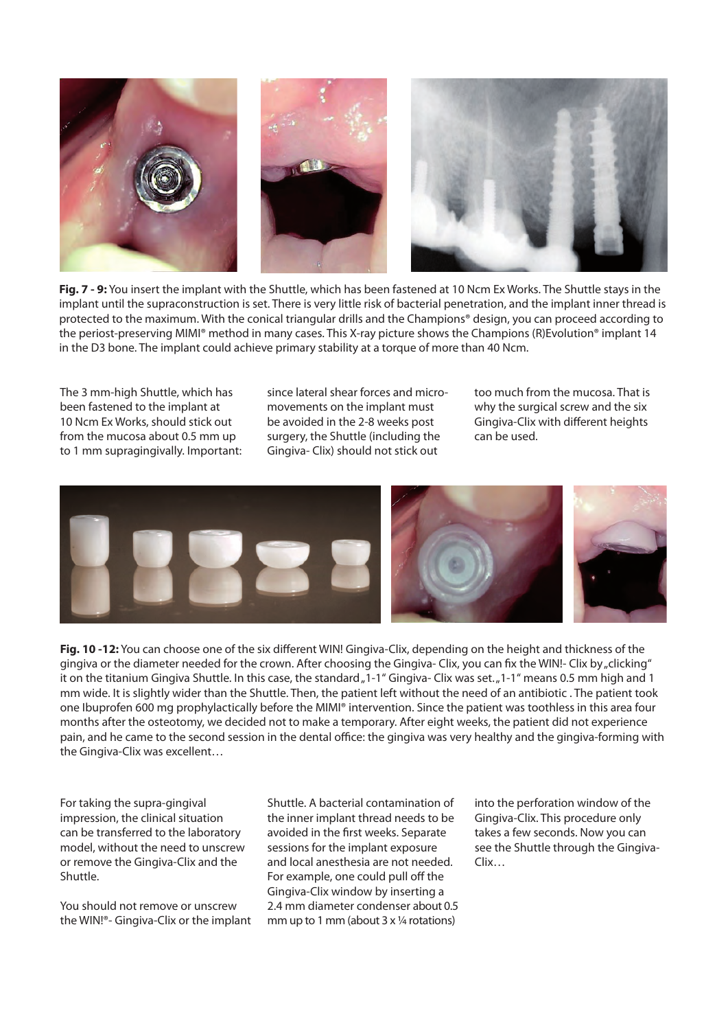**Fig. 7 - 9:** You insert the implant with the Shuttle, which has been fastened at 10 Ncm Ex Works. The Shuttle stays in the implant until the supraconstruction is set. There is very little risk of bacterial penetration, and the implant inner thread is protected to the maximum. With the conical triangular drills and the Champions® design, you can proceed according to the periost-preserving MIMI® method in many cases. This X-ray picture shows the Champions (R)Evolution® implant 14 in the D3 bone. The implant could achieve primary stability at a torque of more than 40 Ncm.

The 3 mm-high Shuttle, which has been fastened to the implant at 10 Ncm Ex Works, should stick out from the mucosa about 0.5 mm up to 1 mm supragingivally. Important: since lateral shear forces and micro-movements on the implant must be avoided in the 2-8 weeks post surgery, the Shuttle (including the Gingiva- Clix) should not stick out too much from the mucosa. That is why the surgical screw and the six Gingiva-Clix with different heights can be used.

**Fig. 10 -12:** You can choose one of the six different WIN! Gingiva-Clix, depending on the height and thickness of the gingiva or the diameter needed for the crown. After choosing the Gingiva- Clix, you can fix the WIN!- Clix by „clicking" it on the titanium Gingiva Shuttle. In this case, the standard „1-1" Gingiva- Clix was set. „1-1" means 0.5 mm high and 1 mm wide. It is slightly wider than the Shuttle. Then, the patient left without the need of an antibiotic . The patient took one Ibuprofen 600 mg prophylactically before the MIMI® intervention. Since the patient was toothless in this area four months after the osteotomy, we decided not to make a temporary. After eight weeks, the patient did not experience pain, and he came to the second session in the dental office: the gingiva was very healthy and the gingiva-forming with the Gingiva-Clix was excellent…

For taking the supra-gingival impression, the clinical situation can be transferred to the laboratory model, without the need to unscrew or remove the Gingiva-Clix and the Shuttle.

You should not remove or unscrew the WIN!®- Gingiva-Clix or the implant Shuttle. A bacterial contamination of the inner implant thread needs to be avoided in the first weeks. Separate sessions for the implant exposure and local anesthesia are not needed. For example, one could pull off the Gingiva-Clix window by inserting a 2.4 mm diameter condenser about 0.5 mm up to 1 mm (about 3 x ¼ rotations) into the perforation window of the Gingiva-Clix. This procedure only takes a few seconds. Now you can see the Shuttle through the Gingiva-Clix…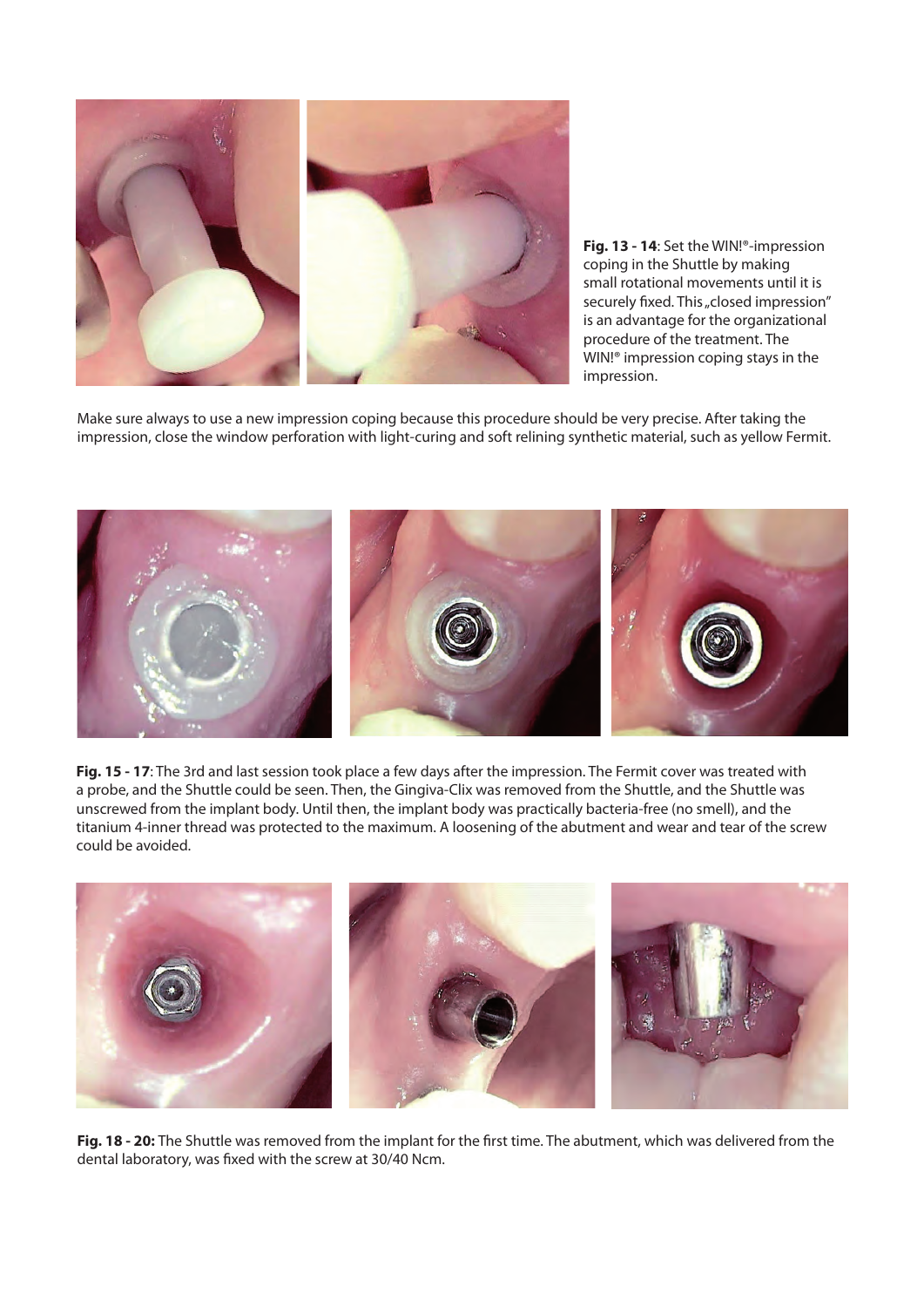**Fig. 13 - 14**: Set the WIN!®-impression coping in the Shuttle by making small rotational movements until it is securely fixed. This „closed impression" is an advantage for the organizational procedure of the treatment. The WIN!® impression coping stays in the impression.

Make sure always to use a new impression coping because this procedure should be very precise. After taking the impression, close the window perforation with light-curing and soft relining synthetic material, such as yellow Fermit.

**Fig. 15 - 17**: The 3rd and last session took place a few days after the impression. The Fermit cover was treated with a probe, and the Shuttle could be seen. Then, the Gingiva-Clix was removed from the Shuttle, and the Shuttle was unscrewed from the implant body. Until then, the implant body was practically bacteria-free (no smell), and the titanium 4-inner thread was protected to the maximum. A loosening of the abutment and wear and tear of the screw could be avoided.

**Fig. 18 - 20:** The Shuttle was removed from the implant for the first time. The abutment, which was delivered from the dental laboratory, was fixed with the screw at 30/40 Ncm.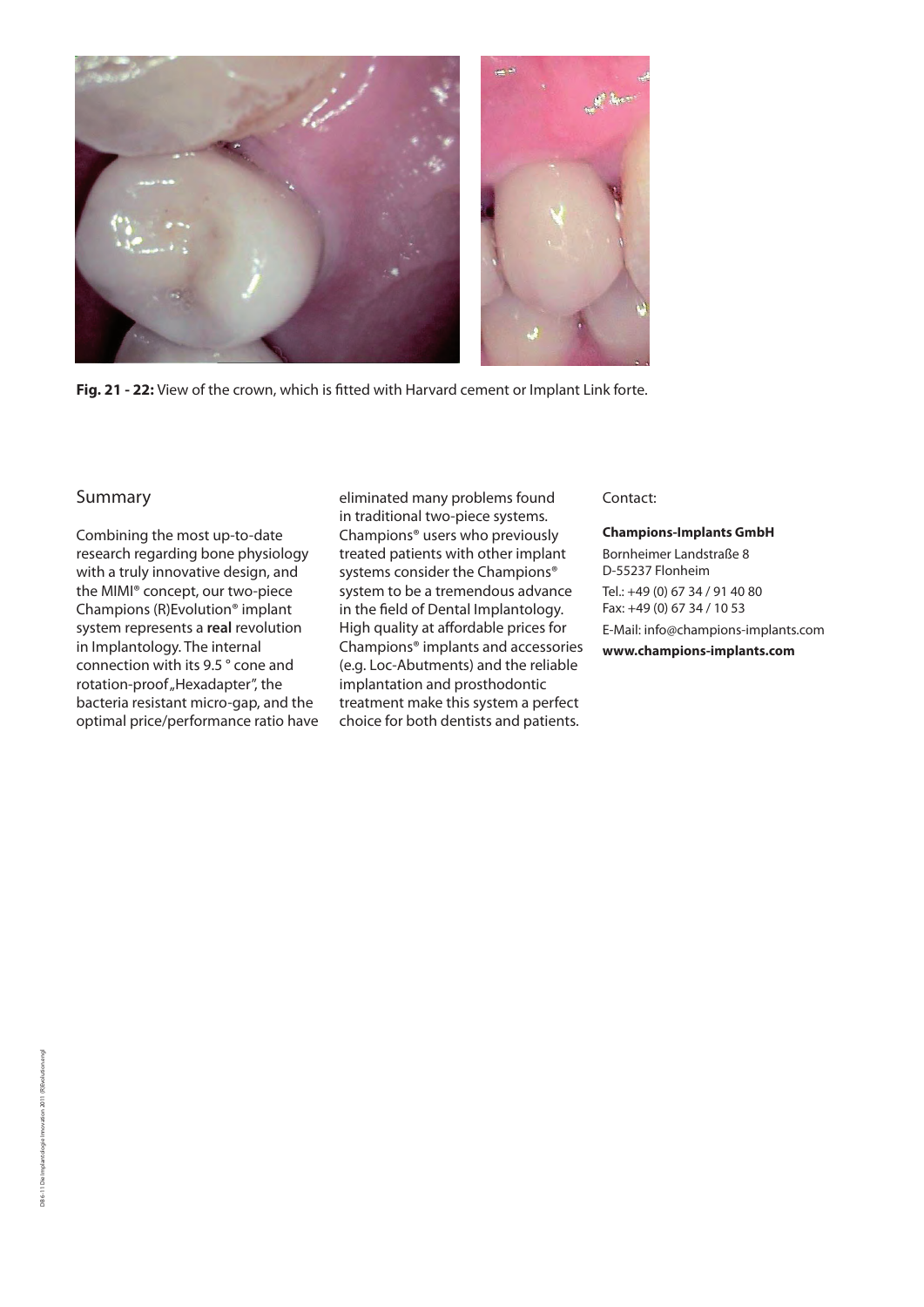**Fig. 21 - 22:** View of the crown, which is fitted with Harvard cement or Implant Link forte.

## Summary

Combining the most up-to-date research regarding bone physiology with a truly innovative design, and the MIMI® concept, our two-piece Champions (R)Evolution® implant system represents a **real** revolution in Implantology. The internal connection with its 9.5 ° cone and rotation-proof „Hexadapter", the bacteria resistant micro-gap, and the optimal price/performance ratio have eliminated many problems found in traditional two-piece systems. Champions® users who previously treated patients with other implant systems consider the Champions® system to be a tremendous advance in the field of Dental Implantology. High quality at affordable prices for Champions® implants and accessories (e.g. Loc-Abutments) and the reliable implantation and prosthodontic treatment make this system a perfect choice for both dentists and patients.

Contact:

**Champions-Implants GmbH**

Bornheimer Landstraße 8
D-55237 Flonheim

Tel.: +49 (0) 67 34 / 91 40 80
Fax: +49 (0) 67 34 / 10 53

E-Mail: info@champions-implants.com

**www.champions-implants.com**